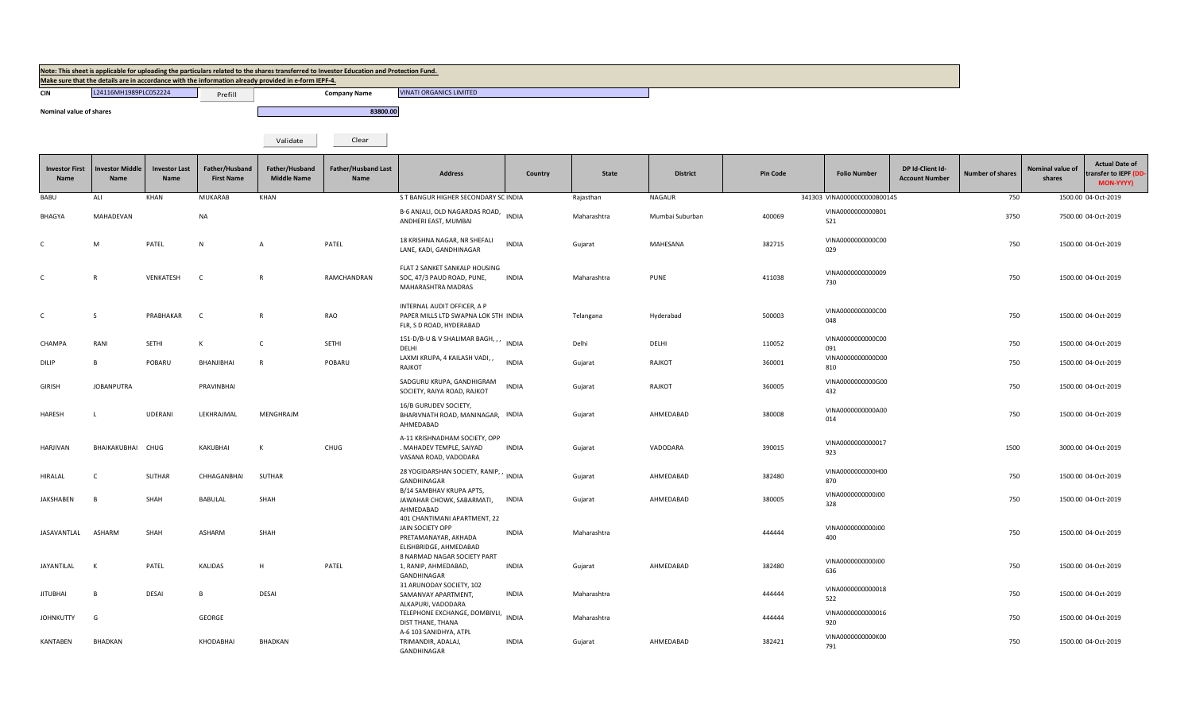**Note: This sheet is applicable for uploading the particulars related to the shares transferred to Investor Education and Protection Fund.**
**Make sure that the details are in accordance with the information already provided in e-form IEPF-4.**

**CIN** L24116MH1989PLC052224 Prefill **Company Name** VINATI ORGANICS LIMITED

**Nominal value of shares** 83800.00

Validate Clear

| Investor First Name | Investor Middle Name | Investor Last Name | Father/Husband First Name | Father/Husband Middle Name | Father/Husband Last Name | Address | Country | State | District | Pin Code | Folio Number | DP Id-Client Id-Account Number | Number of shares | Nominal value of shares | Actual Date of transfer to IEPF (DD-MON-YYYY) |
|---|---|---|---|---|---|---|---|---|---|---|---|---|---|---|---|
| BABU | ALI | KHAN | MUKARAB | KHAN | | S T BANGUR HIGHER SECONDARY SC | INDIA | Rajasthan | NAGAUR | 341303 | VINA0000000000B00145 | | 750 | 1500.00 | 04-Oct-2019 |
| BHAGYA | MAHADEVAN | | NA | | | B-6 ANJALI, OLD NAGARDAS ROAD, ANDHERI EAST, MUMBAI | INDIA | Maharashtra | Mumbai Suburban | 400069 | VINA0000000000B01521 | | 3750 | 7500.00 | 04-Oct-2019 |
| C | M | PATEL | N | A | PATEL | 18 KRISHNA NAGAR, NR SHEFALI LANE, KADI, GANDHINAGAR | INDIA | Gujarat | MAHESANA | 382715 | VINA0000000000C00029 | | 750 | 1500.00 | 04-Oct-2019 |
| C | R | VENKATESH | C | R | RAMCHANDRAN | FLAT 2 SANKET SANKALP HOUSING SOC, 47/3 PAUD ROAD, PUNE, MAHARASHTRA MADRAS | INDIA | Maharashtra | PUNE | 411038 | VINA0000000000009730 | | 750 | 1500.00 | 04-Oct-2019 |
| C | S | PRABHAKAR | C | R | RAO | INTERNAL AUDIT OFFICER, A P PAPER MILLS LTD SWAPNA LOK 5TH FLR, S D ROAD, HYDERABAD | INDIA | Telangana | Hyderabad | 500003 | VINA0000000000C00048 | | 750 | 1500.00 | 04-Oct-2019 |
| CHAMPA | RANI | SETHI | K | C | SETHI | 151-D/B-U & V SHALIMAR BAGH, , , DELHI | INDIA | Delhi | DELHI | 110052 | VINA0000000000C00091 | | 750 | 1500.00 | 04-Oct-2019 |
| DILIP | B | POBARU | BHANJIBHAI | R | POBARU | LAXMI KRUPA, 4 KAILASH VADI, , RAJKOT | INDIA | Gujarat | RAJKOT | 360001 | VINA0000000000D00810 | | 750 | 1500.00 | 04-Oct-2019 |
| GIRISH | JOBANPUTRA | | PRAVINBHAI | | | SADGURU KRUPA, GANDHIGRAM SOCIETY, RAIYA ROAD, RAJKOT | INDIA | Gujarat | RAJKOT | 360005 | VINA0000000000G00432 | | 750 | 1500.00 | 04-Oct-2019 |
| HARESH | L | UDERANI | LEKHRAJMAL | MENGHRAJM | | 16/B GURUDEV SOCIETY, BHARIVNATH ROAD, MANINAGAR, AHMEDABAD | INDIA | Gujarat | AHMEDABAD | 380008 | VINA0000000000A00014 | | 750 | 1500.00 | 04-Oct-2019 |
| HARJIVAN | BHAIKAKUBHAI | CHUG | KAKUBHAI | K | CHUG | A-11 KRISHNADHAM SOCIETY, OPP . MAHADEV TEMPLE, SAIYAD VASANA ROAD, VADODARA | INDIA | Gujarat | VADODARA | 390015 | VINA0000000000017923 | | 1500 | 3000.00 | 04-Oct-2019 |
| HIRALAL | C | SUTHAR | CHHAGANBHAI | SUTHAR | | 28 YOGIDARSHAN SOCIETY, RANIP, , GANDHINAGAR | INDIA | Gujarat | AHMEDABAD | 382480 | VINA0000000000H00870 | | 750 | 1500.00 | 04-Oct-2019 |
| JAKSHABEN | B | SHAH | BABULAL | SHAH | | B/14 SAMBHAV KRUPA APTS, JAWAHAR CHOWK, SABARMATI, AHMEDABAD | INDIA | Gujarat | AHMEDABAD | 380005 | VINA0000000000J00328 | | 750 | 1500.00 | 04-Oct-2019 |
| JASAVANTLAL | ASHARM | SHAH | ASHARM | SHAH | | 401 CHANTIMANI APARTMENT, 22 JAIN SOCIETY OPP PRETAMANAYAR, AKHADA ELISHBRIDGE, AHMEDABAD | INDIA | Maharashtra | | 444444 | VINA0000000000J00400 | | 750 | 1500.00 | 04-Oct-2019 |
| JAYANTILAL | K | PATEL | KALIDAS | H | PATEL | 8 NARMAD NAGAR SOCIETY PART 1, RANIP, AHMEDABAD, GANDHINAGAR | INDIA | Gujarat | AHMEDABAD | 382480 | VINA0000000000J00636 | | 750 | 1500.00 | 04-Oct-2019 |
| JITUBHAI | B | DESAI | B | DESAI | | 31 ARUNODAY SOCIETY, 102 SAMANVAY APARTMENT, ALKAPURI, VADODARA | INDIA | Maharashtra | | 444444 | VINA0000000000018522 | | 750 | 1500.00 | 04-Oct-2019 |
| JOHNKUTTY | G | | GEORGE | | | TELEPHONE EXCHANGE, DOMBIVLI, DIST THANE, THANA | INDIA | Maharashtra | | 444444 | VINA0000000000016920 | | 750 | 1500.00 | 04-Oct-2019 |
| KANTABEN | BHADKAN | | KHODABHAI | BHADKAN | | A-6 103 SANIDHYA, ATPL TRIMANDIR, ADALAJ, GANDHINAGAR | INDIA | Gujarat | AHMEDABAD | 382421 | VINA0000000000K00791 | | 750 | 1500.00 | 04-Oct-2019 |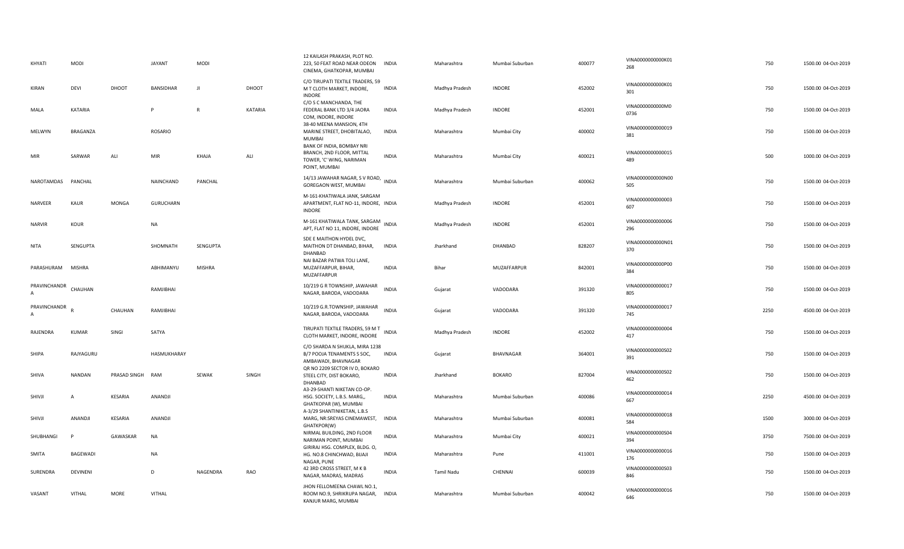| | | | | | | | | | | | | | |
|---|---|---|---|---|---|---|---|---|---|---|---|---|---|
| KHYATI | MODI | | JAYANT | MODI | | 12 KAILASH PRAKASH, PLOT NO. 223, 50 FEAT ROAD NEAR ODEON CINEMA, GHATKOPAR, MUMBAI | INDIA | Maharashtra | Mumbai Suburban | 400077 | VINA0000000000K01268 | 750 | 1500.00 04-Oct-2019 |
| KIRAN | DEVI | DHOOT | BANSIDHAR | JI | DHOOT | C/O TIRUPATI TEXTILE TRADERS, 59 M T CLOTH MARKET, INDORE, INDORE | INDIA | Madhya Pradesh | INDORE | 452002 | VINA0000000000K01301 | 750 | 1500.00 04-Oct-2019 |
| MALA | KATARIA | | P | R | KATARIA | C/O S C MANCHANDA, THE FEDERAL BANK LTD 3/4 JAORA COM, INDORE, INDORE | INDIA | Madhya Pradesh | INDORE | 452001 | VINA0000000000M00736 | 750 | 1500.00 04-Oct-2019 |
| MELWYN | BRAGANZA | | ROSARIO | | | 38-40 MEENA MANSION, 4TH MARINE STREET, DHOBITALAO, MUMBAI | INDIA | Maharashtra | Mumbai City | 400002 | VINA0000000000019381 | 750 | 1500.00 04-Oct-2019 |
| MIR | SARWAR | ALI | MIR | KHAJA | ALI | BANK OF INDIA, BOMBAY NRI BRANCH, 2ND FLOOR, MITTAL TOWER, 'C' WING, NARIMAN POINT, MUMBAI | INDIA | Maharashtra | Mumbai City | 400021 | VINA0000000000015489 | 500 | 1000.00 04-Oct-2019 |
| NAROTAMDAS | PANCHAL | | NAINCHAND | PANCHAL | | 14/13 JAWAHAR NAGAR, S V ROAD, GOREGAON WEST, MUMBAI | INDIA | Maharashtra | Mumbai Suburban | 400062 | VINA0000000000N00505 | 750 | 1500.00 04-Oct-2019 |
| NARVEER | KAUR | MONGA | GURUCHARN | | | M-161-KHATIWALA JANK, SARGAM APARTMENT, FLAT NO-11, INDORE, INDORE | INDIA | Madhya Pradesh | INDORE | 452001 | VINA0000000000003607 | 750 | 1500.00 04-Oct-2019 |
| NARVIR | KOUR | | NA | | | M-161 KHATIWALA TANK, SARGAM APT, FLAT NO 11, INDORE, INDORE | INDIA | Madhya Pradesh | INDORE | 452001 | VINA0000000000006296 | 750 | 1500.00 04-Oct-2019 |
| NITA | SENGUPTA | | SHOMNATH | SENGUPTA | | SDE E MAITHON HYDEL DVC, MAITHON DT DHANBAD, BIHAR, DHANBAD | INDIA | Jharkhand | DHANBAD | 828207 | VINA0000000000N01370 | 750 | 1500.00 04-Oct-2019 |
| PARASHURAM | MISHRA | | ABHIMANYU | MISHRA | | NAI BAZAR PATWA TOLI LANE, MUZAFFARPUR, BIHAR, MUZAFFARPUR | INDIA | Bihar | MUZAFFARPUR | 842001 | VINA0000000000P00384 | 750 | 1500.00 04-Oct-2019 |
| PRAVINCHANDR A | CHAUHAN | | RAMJIBHAI | | | 10/219 G R TOWNSHIP, JAWAHAR NAGAR, BARODA, VADODARA | INDIA | Gujarat | VADODARA | 391320 | VINA0000000000017805 | 750 | 1500.00 04-Oct-2019 |
| PRAVINCHANDR A | R | CHAUHAN | RAMJIBHAI | | | 10/219 G.R.TOWNSHIP, JAWAHAR NAGAR, BARODA, VADODARA | INDIA | Gujarat | VADODARA | 391320 | VINA0000000000017745 | 2250 | 4500.00 04-Oct-2019 |
| RAJENDRA | KUMAR | SINGI | SATYA | | | TIRUPATI TEXTILE TRADERS, 59 M T CLOTH MARKET, INDORE, INDORE | INDIA | Madhya Pradesh | INDORE | 452002 | VINA0000000000004417 | 750 | 1500.00 04-Oct-2019 |
| SHIPA | RAJYAGURU | | HASMUKHARAY | | | C/O SHARDA N SHUKLA, MIRA 1238 B/7 POOJA TENAMENTS S SOC, AMBAWADI, BHAVNAGAR | INDIA | Gujarat | BHAVNAGAR | 364001 | VINA0000000000S02391 | 750 | 1500.00 04-Oct-2019 |
| SHIVA | NANDAN | PRASAD SINGH | RAM | SEWAK | SINGH | QR NO 2209 SECTOR IV D, BOKARO STEEL CITY, DIST BOKARO, DHANBAD | INDIA | Jharkhand | BOKARO | 827004 | VINA0000000000S02462 | 750 | 1500.00 04-Oct-2019 |
| SHIVJI | A | KESARIA | ANANDJI | | | A3-29-SHANTI NIKETAN CO-OP. HSG. SOCIETY, L.B.S. MARG,, GHATKOPAR (W), MUMBAI | INDIA | Maharashtra | Mumbai Suburban | 400086 | VINA0000000000014667 | 2250 | 4500.00 04-Oct-2019 |
| SHIVJI | ANANDJI | KESARIA | ANANDJI | | | A-3/29 SHANTINIKETAN, L.B.S MARG, NR:SREYAS CINEMAWEST, GHATKPOR(W) | INDIA | Maharashtra | Mumbai Suburban | 400081 | VINA0000000000018584 | 1500 | 3000.00 04-Oct-2019 |
| SHUBHANGI | P | GAWASKAR | NA | | | NIRMAL BUILDING, 2ND FLOOR NARIMAN POINT, MUMBAI | INDIA | Maharashtra | Mumbai City | 400021 | VINA0000000000S04394 | 3750 | 7500.00 04-Oct-2019 |
| SMITA | BAGEWADI | | NA | | | GIRIRAJ HSG. COMPLEX, BLDG. O, HG. NO.8 CHINCHWAD, BIJAJI NAGAR, PUNE | INDIA | Maharashtra | Pune | 411001 | VINA0000000000016176 | 750 | 1500.00 04-Oct-2019 |
| SURENDRA | DEVINENI | | D | NAGENDRA | RAO | 42 3RD CROSS STREET, M K B NAGAR, MADRAS, MADRAS | INDIA | Tamil Nadu | CHENNAI | 600039 | VINA0000000000S03846 | 750 | 1500.00 04-Oct-2019 |
| VASANT | VITHAL | MORE | VITHAL | | | JHON FELLOMEENA CHAWL NO.1, ROOM NO.9, SHRIKRUPA NAGAR, KANJUR MARG, MUMBAI | INDIA | Maharashtra | Mumbai Suburban | 400042 | VINA0000000000016646 | 750 | 1500.00 04-Oct-2019 |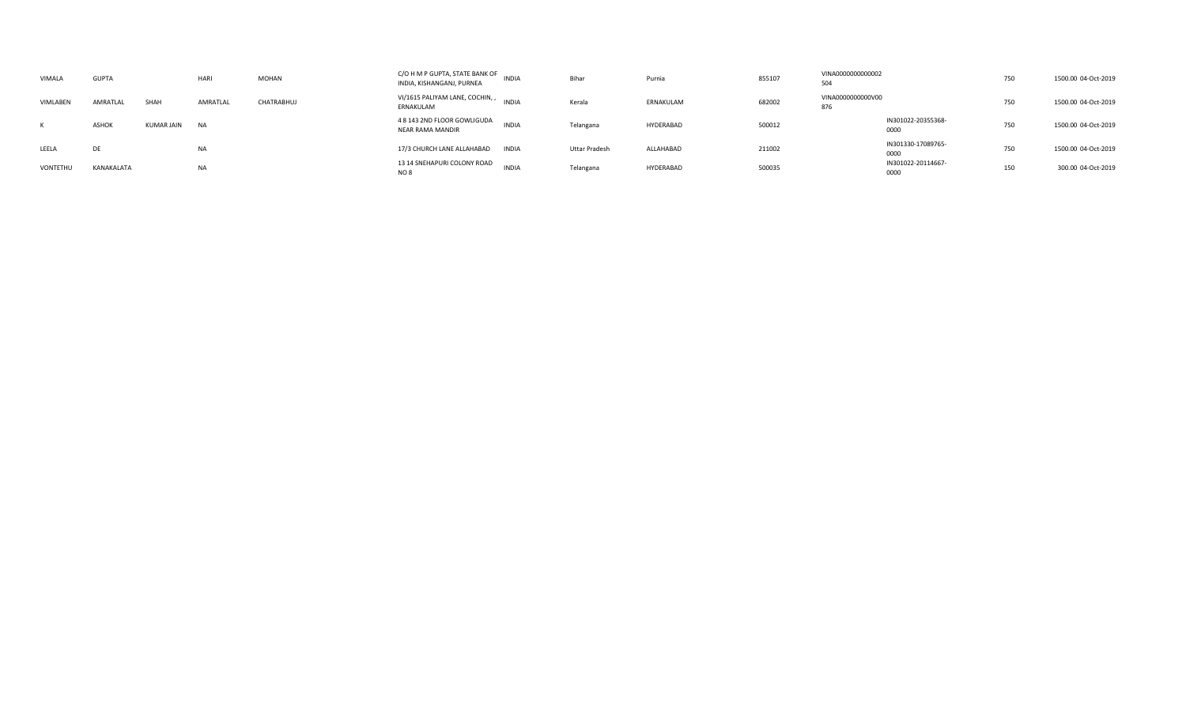| | | | | | | | | | | | | | | |
|---|---|---|---|---|---|---|---|---|---|---|---|---|---|---|
| VIMALA | GUPTA | | HARI | MOHAN | | C/O H M P GUPTA, STATE BANK OF INDIA, KISHANGANJ, PURNEA | INDIA | Bihar | Purnia | 855107 | VINA0000000000002 504 | | 750 | 1500.00 04-Oct-2019 |
| VIMLABEN | AMRATLAL | SHAH | AMRATLAL | CHATRABHUJ | | VI/1615 PALIYAM LANE, COCHIN, , ERNAKULAM | INDIA | Kerala | ERNAKULAM | 682002 | VINA0000000000V00 876 | | 750 | 1500.00 04-Oct-2019 |
| K | ASHOK | KUMAR JAIN | NA | | | 4 8 143 2ND FLOOR GOWLIGUDA NEAR RAMA MANDIR | INDIA | Telangana | HYDERABAD | 500012 | | IN301022-20355368-0000 | 750 | 1500.00 04-Oct-2019 |
| LEELA | DE | | NA | | | 17/3 CHURCH LANE ALLAHABAD | INDIA | Uttar Pradesh | ALLAHABAD | 211002 | | IN301330-17089765-0000 | 750 | 1500.00 04-Oct-2019 |
| VONTETHU | KANAKALATA | | NA | | | 13 14 SNEHAPURI COLONY ROAD NO 8 | INDIA | Telangana | HYDERABAD | 500035 | | IN301022-20114667-0000 | 150 | 300.00 04-Oct-2019 |